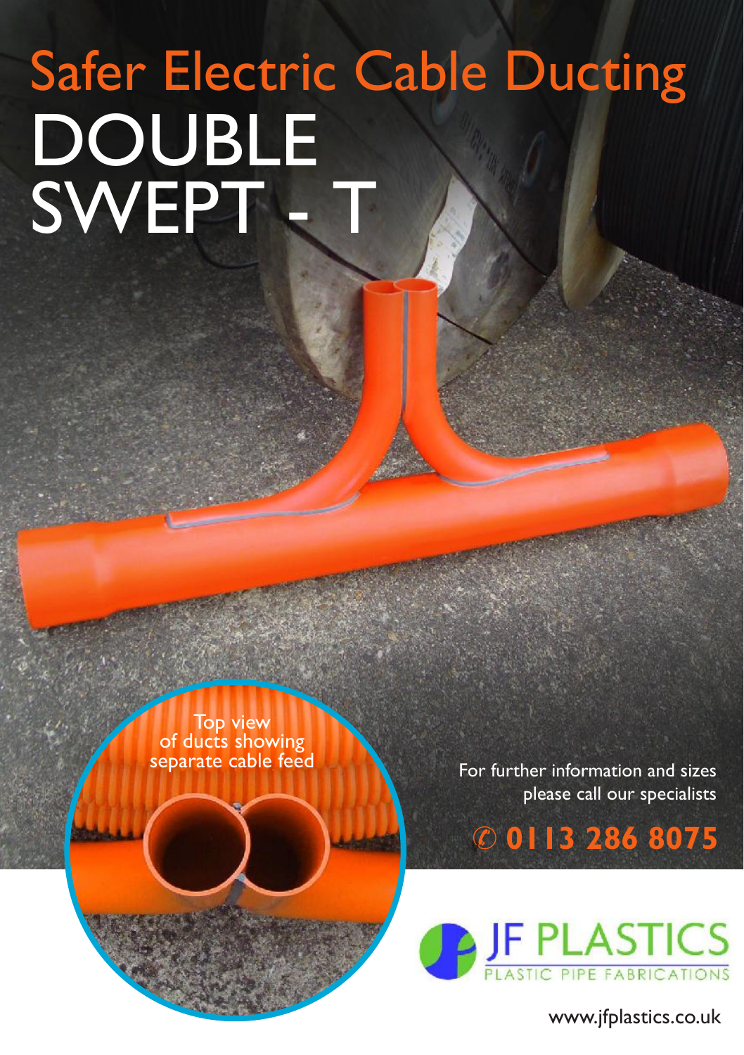# Safer Electric Cable Ducting

# DOUBLE SWEPT - T

Top view of ducts showing separate cable feed

For further information and sizes please call our specialists

✆ **0113 286 8075**

JF PLASTICS
PLASTIC PIPE FABRICATIONS

www.jfplastics.co.uk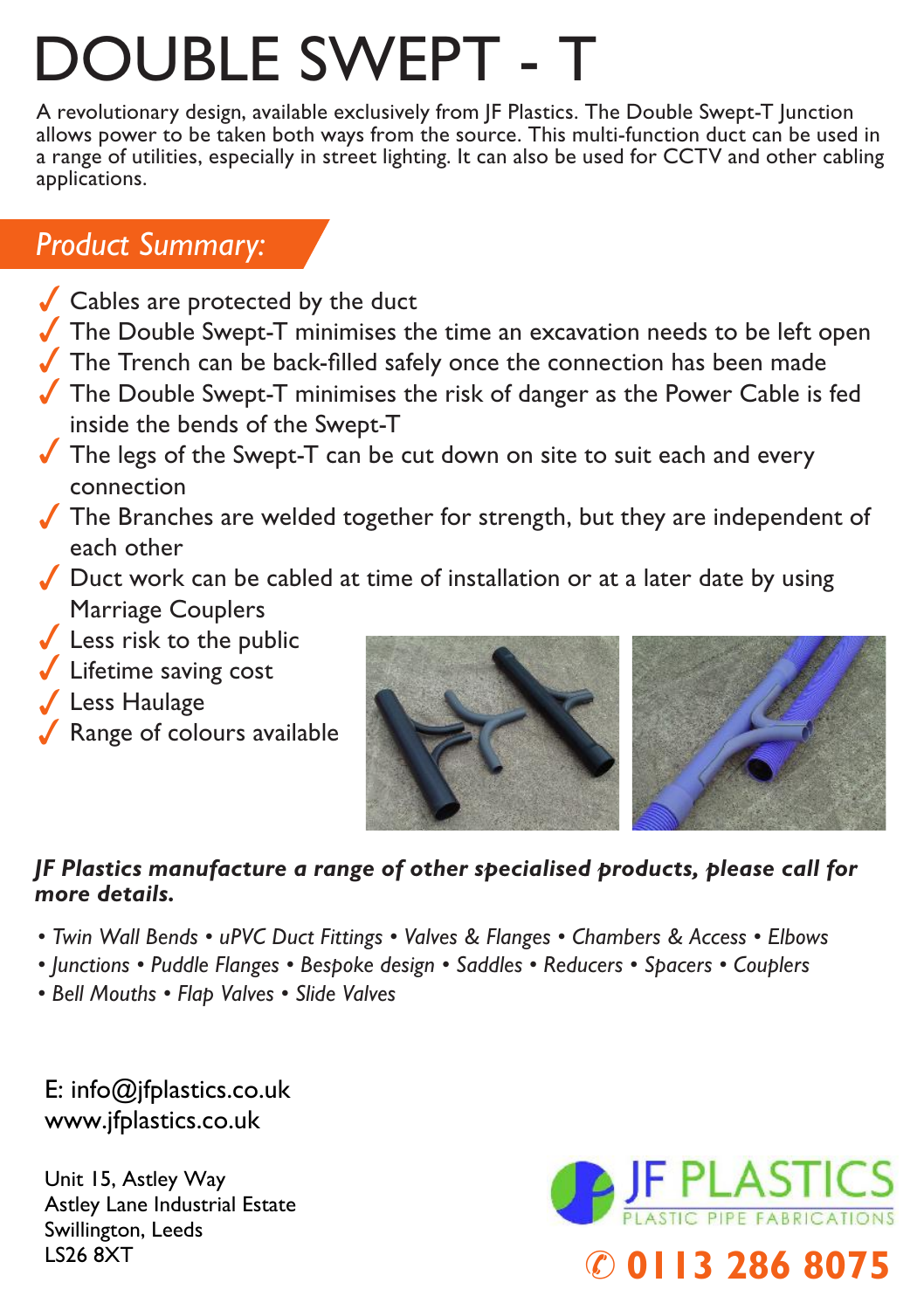# DOUBLE SWEPT - T

A revolutionary design, available exclusively from JF Plastics. The Double Swept-T Junction allows power to be taken both ways from the source. This multi-function duct can be used in a range of utilities, especially in street lighting. It can also be used for CCTV and other cabling applications.

## *Product Summary:*

- ✓ Cables are protected by the duct
- ✓ The Double Swept-T minimises the time an excavation needs to be left open
- ✓ The Trench can be back-filled safely once the connection has been made
- ✓ The Double Swept-T minimises the risk of danger as the Power Cable is fed inside the bends of the Swept-T
- ✓ The legs of the Swept-T can be cut down on site to suit each and every connection
- ✓ The Branches are welded together for strength, but they are independent of each other
- ✓ Duct work can be cabled at time of installation or at a later date by using Marriage Couplers
- ✓ Less risk to the public
- ✓ Lifetime saving cost
- ✓ Less Haulage
- ✓ Range of colours available

***JF Plastics manufacture a range of other specialised products, please call for more details.***

*• Twin Wall Bends • uPVC Duct Fittings • Valves & Flanges • Chambers & Access • Elbows*
*• Junctions • Puddle Flanges • Bespoke design • Saddles • Reducers • Spacers • Couplers*
*• Bell Mouths • Flap Valves • Slide Valves*

E: info@jfplastics.co.uk
www.jfplastics.co.uk

Unit 15, Astley Way
Astley Lane Industrial Estate
Swillington, Leeds
LS26 8XT

JF PLASTICS
PLASTIC PIPE FABRICATIONS

**0113 286 8075**